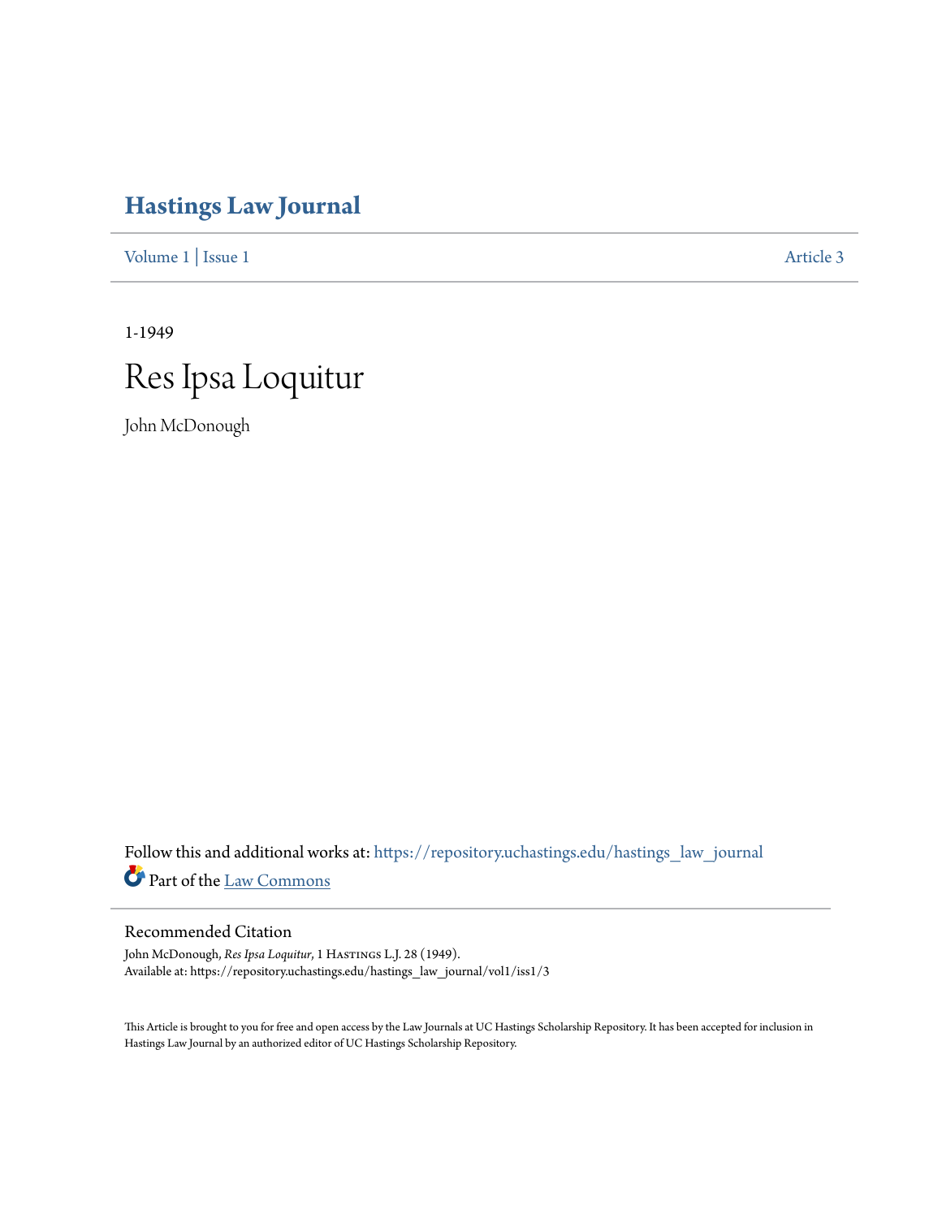# Hastings Law Journal

Volume 1 | Issue 1 Article 3

1-1949

# Res Ipsa Loquitur

John McDonough

Follow this and additional works at: https://repository.uchastings.edu/hastings_law_journal

Part of the Law Commons

## Recommended Citation

John McDonough, *Res Ipsa Loquitur*, 1 Hastings L.J. 28 (1949).
Available at: https://repository.uchastings.edu/hastings_law_journal/vol1/iss1/3

This Article is brought to you for free and open access by the Law Journals at UC Hastings Scholarship Repository. It has been accepted for inclusion in Hastings Law Journal by an authorized editor of UC Hastings Scholarship Repository.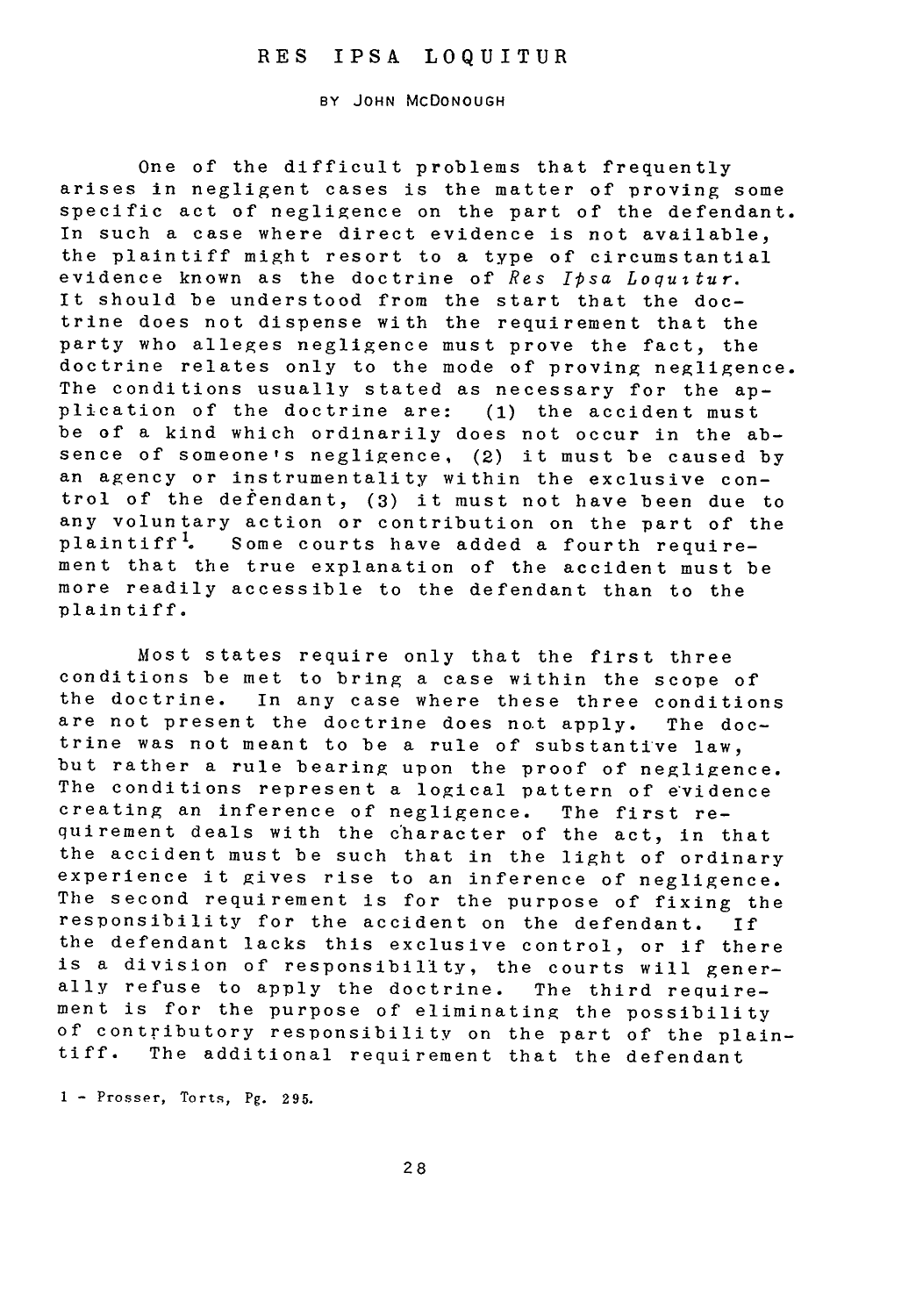# RES IPSA LOQUITUR

BY JOHN McDONOUGH

One of the difficult problems that frequently arises in negligent cases is the matter of proving some specific act of negligence on the part of the defendant. In such a case where direct evidence is not available, the plaintiff might resort to a type of circumstantial evidence known as the doctrine of *Res Ipsa Loquitur*. It should be understood from the start that the doctrine does not dispense with the requirement that the party who alleges negligence must prove the fact, the doctrine relates only to the mode of proving negligence. The conditions usually stated as necessary for the application of the doctrine are: (1) the accident must be of a kind which ordinarily does not occur in the absence of someone's negligence, (2) it must be caused by an agency or instrumentality within the exclusive control of the defendant, (3) it must not have been due to any voluntary action or contribution on the part of the plaintiff[1]. Some courts have added a fourth requirement that the true explanation of the accident must be more readily accessible to the defendant than to the plaintiff.

Most states require only that the first three conditions be met to bring a case within the scope of the doctrine. In any case where these three conditions are not present the doctrine does not apply. The doctrine was not meant to be a rule of substantive law, but rather a rule bearing upon the proof of negligence. The conditions represent a logical pattern of evidence creating an inference of negligence. The first requirement deals with the character of the act, in that the accident must be such that in the light of ordinary experience it gives rise to an inference of negligence. The second requirement is for the purpose of fixing the responsibility for the accident on the defendant. If the defendant lacks this exclusive control, or if there is a division of responsibility, the courts will generally refuse to apply the doctrine. The third requirement is for the purpose of eliminating the possibility of contributory responsibility on the part of the plaintiff. The additional requirement that the defendant

1 - Prosser, Torts, Pg. 295.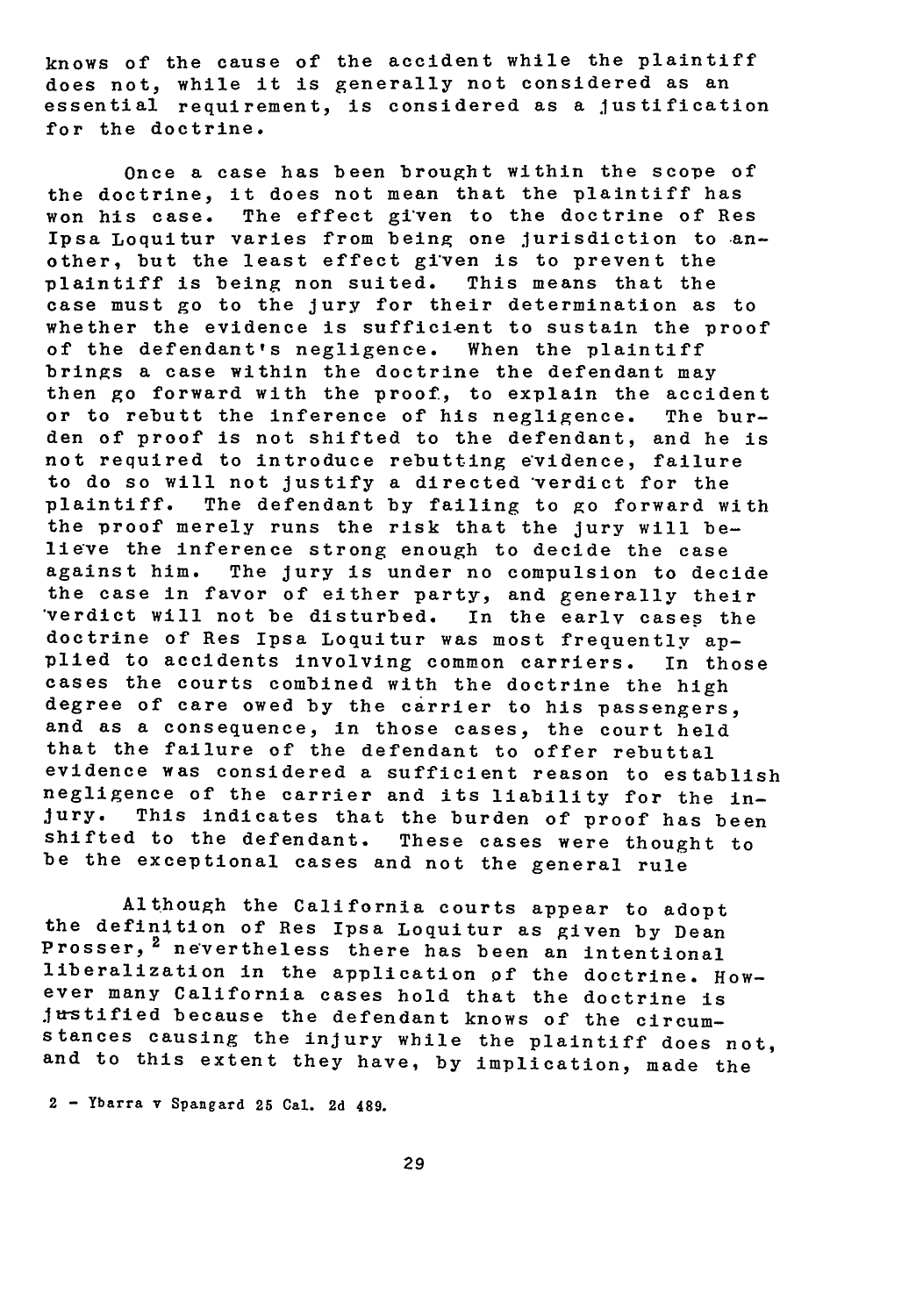knows of the cause of the accident while the plaintiff does not, while it is generally not considered as an essential requirement, is considered as a justification for the doctrine.

Once a case has been brought within the scope of the doctrine, it does not mean that the plaintiff has won his case. The effect given to the doctrine of Res Ipsa Loquitur varies from being one jurisdiction to another, but the least effect given is to prevent the plaintiff is being non suited. This means that the case must go to the jury for their determination as to whether the evidence is sufficient to sustain the proof of the defendant's negligence. When the plaintiff brings a case within the doctrine the defendant may then go forward with the proof, to explain the accident or to rebutt the inference of his negligence. The burden of proof is not shifted to the defendant, and he is not required to introduce rebutting evidence, failure to do so will not justify a directed verdict for the plaintiff. The defendant by failing to go forward with the proof merely runs the risk that the jury will believe the inference strong enough to decide the case against him. The jury is under no compulsion to decide the case in favor of either party, and generally their verdict will not be disturbed. In the early cases the doctrine of Res Ipsa Loquitur was most frequently applied to accidents involving common carriers. In those cases the courts combined with the doctrine the high degree of care owed by the carrier to his passengers, and as a consequence, in those cases, the court held that the failure of the defendant to offer rebuttal evidence was considered a sufficient reason to establish negligence of the carrier and its liability for the injury. This indicates that the burden of proof has been shifted to the defendant. These cases were thought to be the exceptional cases and not the general rule

Although the California courts appear to adopt the definition of Res Ipsa Loquitur as given by Dean Prosser,[2] nevertheless there has been an intentional liberalization in the application of the doctrine. However many California cases hold that the doctrine is justified because the defendant knows of the circumstances causing the injury while the plaintiff does not, and to this extent they have, by implication, made the

2 - Ybarra v Spangard 25 Cal. 2d 489.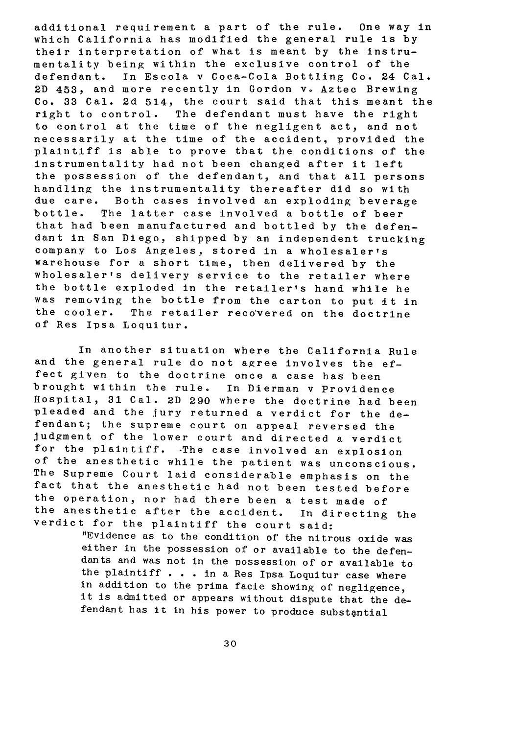additional requirement a part of the rule. One way in which California has modified the general rule is by their interpretation of what is meant by the instrumentality being within the exclusive control of the defendant. In Escola v Coca-Cola Bottling Co. 24 Cal. 2D 453, and more recently in Gordon v. Aztec Brewing Co. 33 Cal. 2d 514, the court said that this meant the right to control. The defendant must have the right to control at the time of the negligent act, and not necessarily at the time of the accident, provided the plaintiff is able to prove that the conditions of the instrumentality had not been changed after it left the possession of the defendant, and that all persons handling the instrumentality thereafter did so with due care. Both cases involved an exploding beverage bottle. The latter case involved a bottle of beer that had been manufactured and bottled by the defendant in San Diego, shipped by an independent trucking company to Los Angeles, stored in a wholesaler's warehouse for a short time, then delivered by the wholesaler's delivery service to the retailer where the bottle exploded in the retailer's hand while he was removing the bottle from the carton to put it in the cooler. The retailer recovered on the doctrine of Res Ipsa Loquitur.

In another situation where the California Rule and the general rule do not agree involves the effect given to the doctrine once a case has been brought within the rule. In Dierman v Providence Hospital, 31 Cal. 2D 290 where the doctrine had been pleaded and the jury returned a verdict for the defendant; the supreme court on appeal reversed the judgment of the lower court and directed a verdict for the plaintiff. The case involved an explosion of the anesthetic while the patient was unconscious. The Supreme Court laid considerable emphasis on the fact that the anesthetic had not been tested before the operation, nor had there been a test made of the anesthetic after the accident. In directing the verdict for the plaintiff the court said:

> "Evidence as to the condition of the nitrous oxide was either in the possession of or available to the defendants and was not in the possession of or available to the plaintiff . . . in a Res Ipsa Loquitur case where in addition to the prima facie showing of negligence, it is admitted or appears without dispute that the defendant has it in his power to produce substantial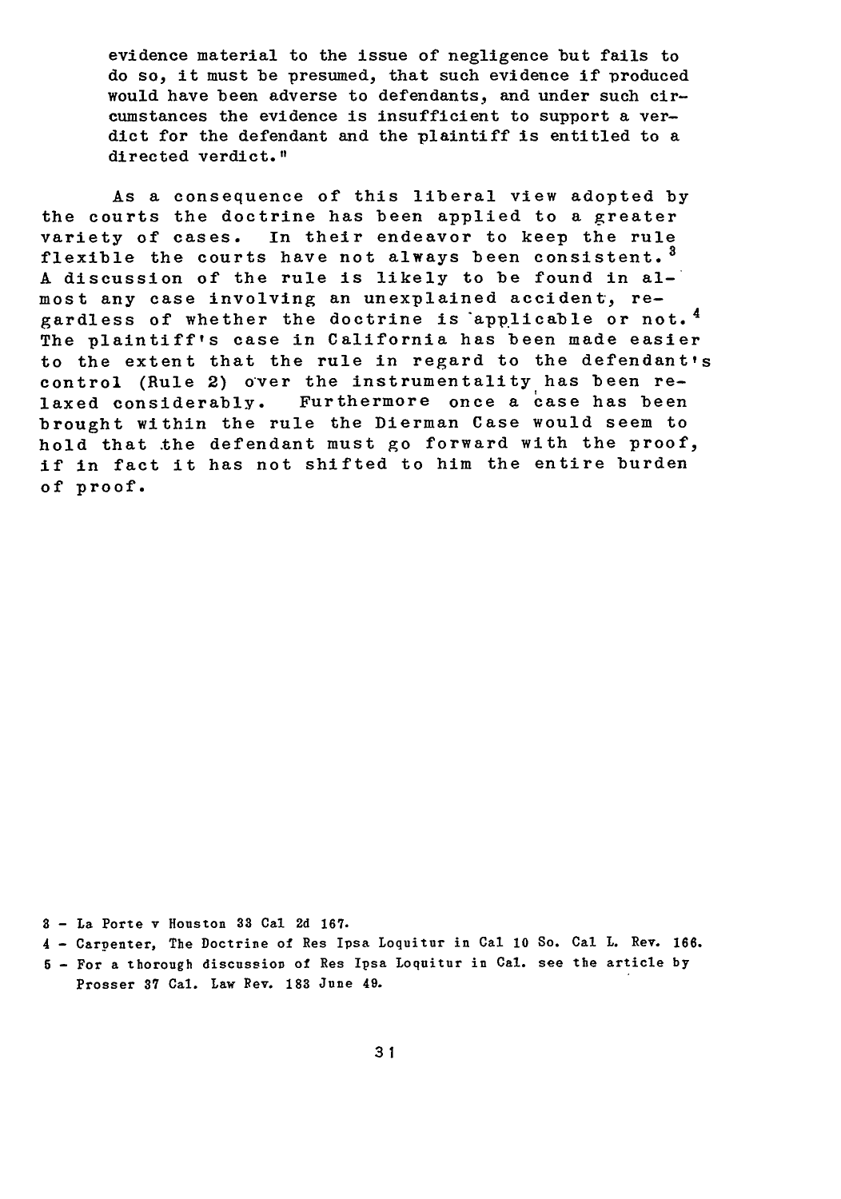evidence material to the issue of negligence but fails to do so, it must be presumed, that such evidence if produced would have been adverse to defendants, and under such circumstances the evidence is insufficient to support a verdict for the defendant and the plaintiff is entitled to a directed verdict."

As a consequence of this liberal view adopted by the courts the doctrine has been applied to a greater variety of cases. In their endeavor to keep the rule flexible the courts have not always been consistent.[3] A discussion of the rule is likely to be found in almost any case involving an unexplained accident, regardless of whether the doctrine is applicable or not.[4] The plaintiff's case in California has been made easier to the extent that the rule in regard to the defendant's control (Rule 2) over the instrumentality has been relaxed considerably. Furthermore once a case has been brought within the rule the Dierman Case would seem to hold that the defendant must go forward with the proof, if in fact it has not shifted to him the entire burden of proof.

3 - La Porte v Houston 33 Cal 2d 167.

4 - Carpenter, The Doctrine of Res Ipsa Loquitur in Cal 10 So. Cal L. Rev. 166.

5 - For a thorough discussion of Res Ipsa Loquitur in Cal. see the article by Prosser 37 Cal. Law Rev. 183 June 49.